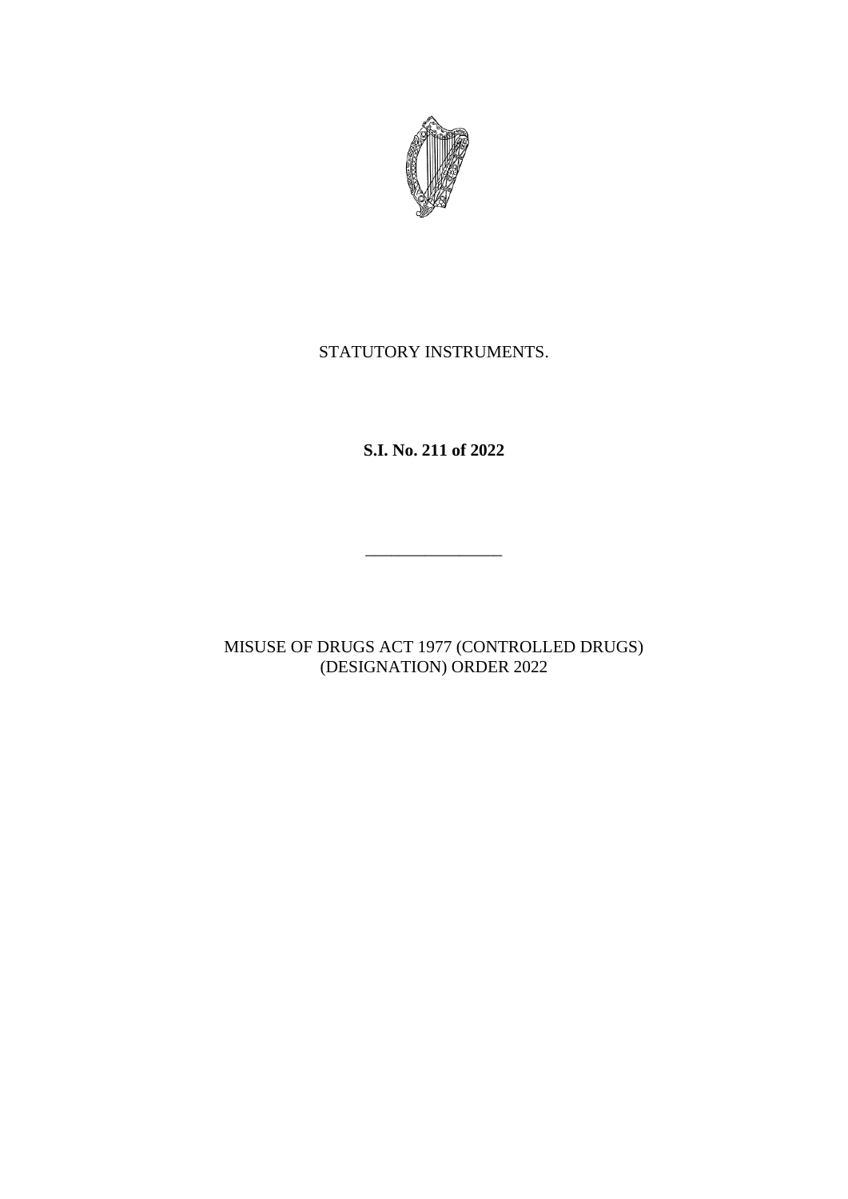STATUTORY INSTRUMENTS.

**S.I. No. 211 of 2022**

---

MISUSE OF DRUGS ACT 1977 (CONTROLLED DRUGS) (DESIGNATION) ORDER 2022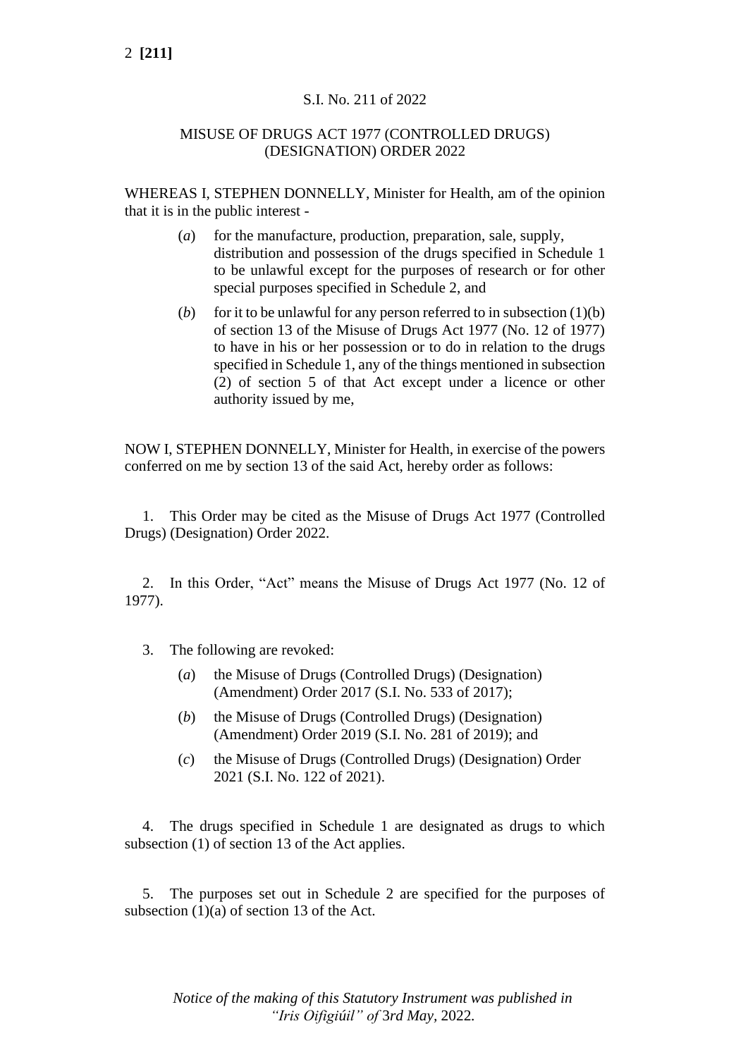S.I. No. 211 of 2022

MISUSE OF DRUGS ACT 1977 (CONTROLLED DRUGS) (DESIGNATION) ORDER 2022

WHEREAS I, STEPHEN DONNELLY, Minister for Health, am of the opinion that it is in the public interest -

(*a*) for the manufacture, production, preparation, sale, supply, distribution and possession of the drugs specified in Schedule 1 to be unlawful except for the purposes of research or for other special purposes specified in Schedule 2, and

(*b*) for it to be unlawful for any person referred to in subsection (1)(b) of section 13 of the Misuse of Drugs Act 1977 (No. 12 of 1977) to have in his or her possession or to do in relation to the drugs specified in Schedule 1, any of the things mentioned in subsection (2) of section 5 of that Act except under a licence or other authority issued by me,

NOW I, STEPHEN DONNELLY, Minister for Health, in exercise of the powers conferred on me by section 13 of the said Act, hereby order as follows:

1. This Order may be cited as the Misuse of Drugs Act 1977 (Controlled Drugs) (Designation) Order 2022.

2. In this Order, “Act” means the Misuse of Drugs Act 1977 (No. 12 of 1977).

3. The following are revoked:

(*a*) the Misuse of Drugs (Controlled Drugs) (Designation) (Amendment) Order 2017 (S.I. No. 533 of 2017);

(*b*) the Misuse of Drugs (Controlled Drugs) (Designation) (Amendment) Order 2019 (S.I. No. 281 of 2019); and

(*c*) the Misuse of Drugs (Controlled Drugs) (Designation) Order 2021 (S.I. No. 122 of 2021).

4. The drugs specified in Schedule 1 are designated as drugs to which subsection (1) of section 13 of the Act applies.

5. The purposes set out in Schedule 2 are specified for the purposes of subsection (1)(a) of section 13 of the Act.

*Notice of the making of this Statutory Instrument was published in “Iris Oifigiúil” of 3rd May, 2022.*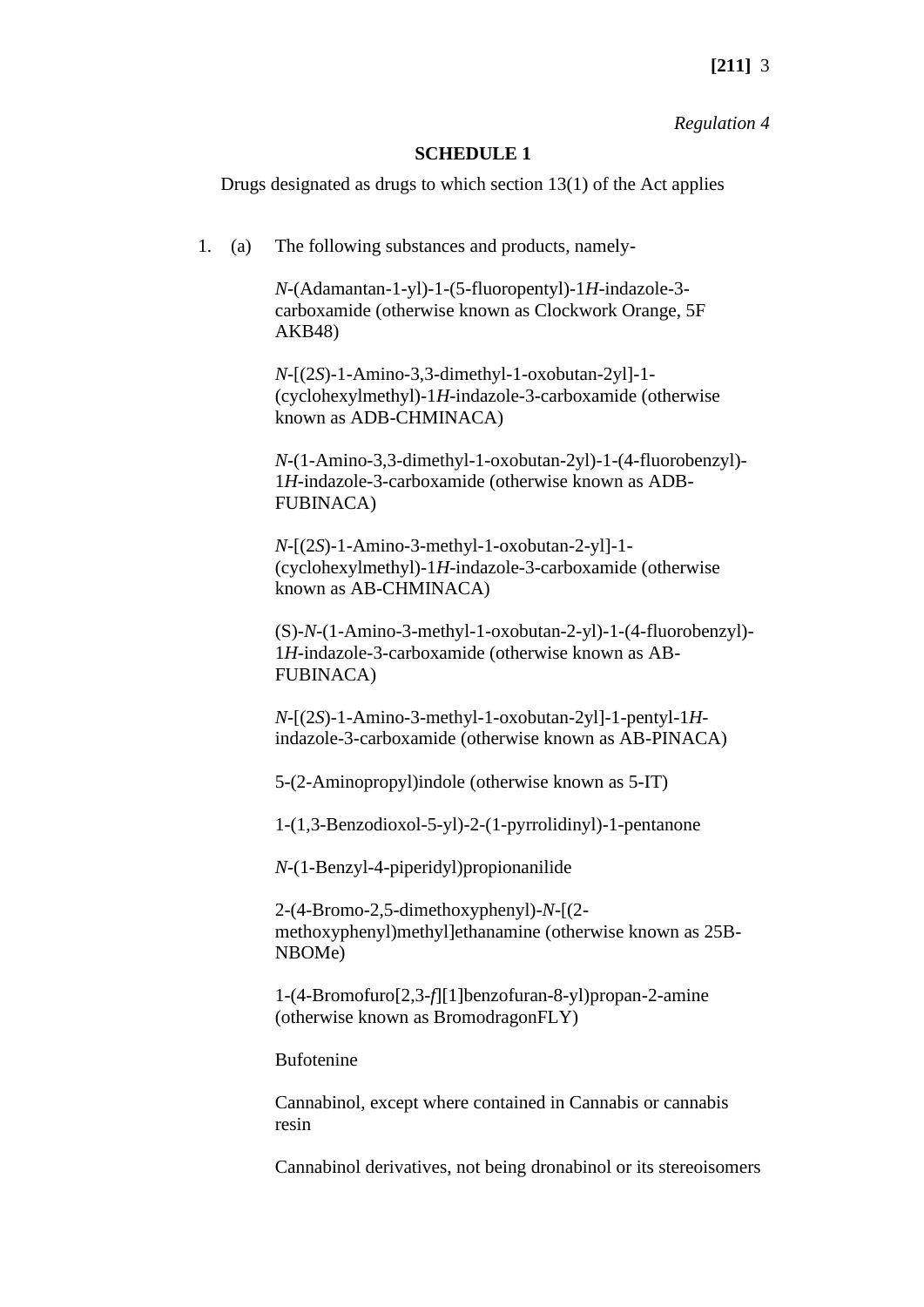*Regulation 4*

**SCHEDULE 1**

Drugs designated as drugs to which section 13(1) of the Act applies

1. (a) The following substances and products, namely-

*N*-(Adamantan-1-yl)-1-(5-fluoropentyl)-1*H*-indazole-3-carboxamide (otherwise known as Clockwork Orange, 5F AKB48)

*N*-[(2*S*)-1-Amino-3,3-dimethyl-1-oxobutan-2yl]-1-(cyclohexylmethyl)-1*H*-indazole-3-carboxamide (otherwise known as ADB-CHMINACA)

*N*-(1-Amino-3,3-dimethyl-1-oxobutan-2yl)-1-(4-fluorobenzyl)-1*H*-indazole-3-carboxamide (otherwise known as ADB-FUBINACA)

*N*-[(2*S*)-1-Amino-3-methyl-1-oxobutan-2-yl]-1-(cyclohexylmethyl)-1*H*-indazole-3-carboxamide (otherwise known as AB-CHMINACA)

(S)-*N*-(1-Amino-3-methyl-1-oxobutan-2-yl)-1-(4-fluorobenzyl)-1*H*-indazole-3-carboxamide (otherwise known as AB-FUBINACA)

*N*-[(2*S*)-1-Amino-3-methyl-1-oxobutan-2yl]-1-pentyl-1*H*-indazole-3-carboxamide (otherwise known as AB-PINACA)

5-(2-Aminopropyl)indole (otherwise known as 5-IT)

1-(1,3-Benzodioxol-5-yl)-2-(1-pyrrolidinyl)-1-pentanone

*N*-(1-Benzyl-4-piperidyl)propionanilide

2-(4-Bromo-2,5-dimethoxyphenyl)-*N*-[(2-methoxyphenyl)methyl]ethanamine (otherwise known as 25B-NBOMe)

1-(4-Bromofuro[2,3-*f*][1]benzofuran-8-yl)propan-2-amine (otherwise known as BromodragonFLY)

Bufotenine

Cannabinol, except where contained in Cannabis or cannabis resin

Cannabinol derivatives, not being dronabinol or its stereoisomers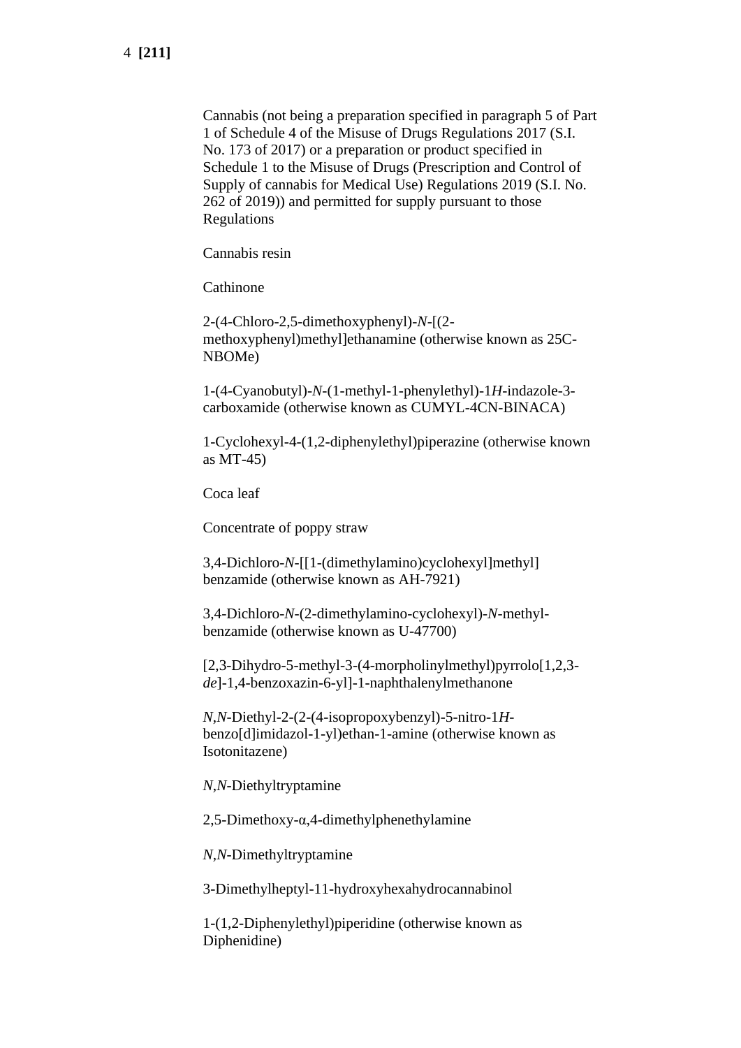Cannabis (not being a preparation specified in paragraph 5 of Part 1 of Schedule 4 of the Misuse of Drugs Regulations 2017 (S.I. No. 173 of 2017) or a preparation or product specified in Schedule 1 to the Misuse of Drugs (Prescription and Control of Supply of cannabis for Medical Use) Regulations 2019 (S.I. No. 262 of 2019)) and permitted for supply pursuant to those Regulations

Cannabis resin

Cathinone

2-(4-Chloro-2,5-dimethoxyphenyl)-*N*-[(2-methoxyphenyl)methyl]ethanamine (otherwise known as 25C-NBOMe)

1-(4-Cyanobutyl)-*N*-(1-methyl-1-phenylethyl)-1*H*-indazole-3-carboxamide (otherwise known as CUMYL-4CN-BINACA)

1-Cyclohexyl-4-(1,2-diphenylethyl)piperazine (otherwise known as MT-45)

Coca leaf

Concentrate of poppy straw

3,4-Dichloro-*N*-[[1-(dimethylamino)cyclohexyl]methyl] benzamide (otherwise known as AH-7921)

3,4-Dichloro-*N*-(2-dimethylamino-cyclohexyl)-*N*-methyl-benzamide (otherwise known as U-47700)

[2,3-Dihydro-5-methyl-3-(4-morpholinylmethyl)pyrrolo[1,2,3-*de*]-1,4-benzoxazin-6-yl]-1-naphthalenylmethanone

*N*,*N*-Diethyl-2-(2-(4-isopropoxybenzyl)-5-nitro-1*H*-benzo[d]imidazol-1-yl)ethan-1-amine (otherwise known as Isotonitazene)

*N*,*N*-Diethyltryptamine

2,5-Dimethoxy-α,4-dimethylphenethylamine

*N*,*N*-Dimethyltryptamine

3-Dimethylheptyl-11-hydroxyhexahydrocannabinol

1-(1,2-Diphenylethyl)piperidine (otherwise known as Diphenidine)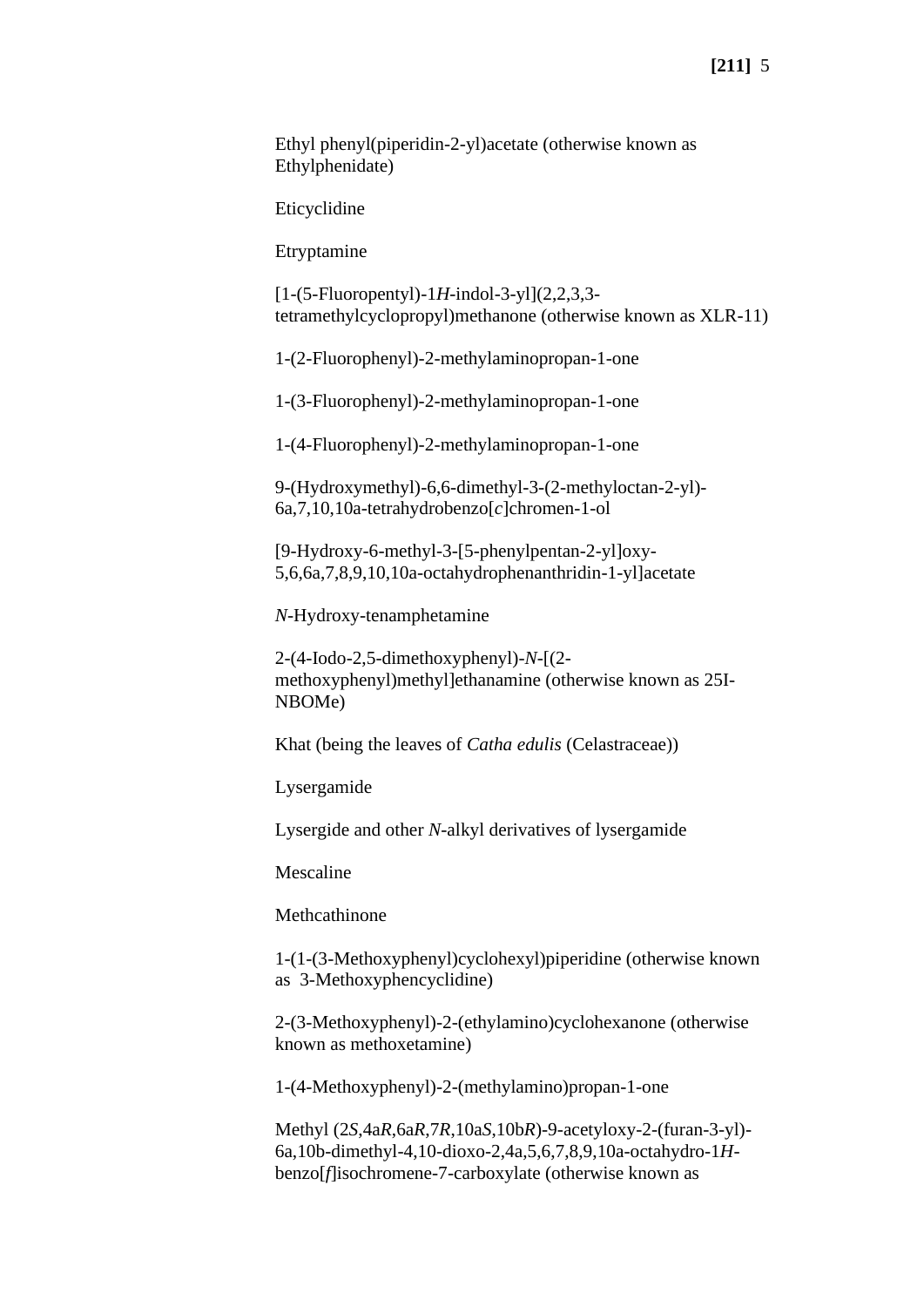Ethyl phenyl(piperidin-2-yl)acetate (otherwise known as Ethylphenidate)

Eticyclidine

Etryptamine

[1-(5-Fluoropentyl)-1*H*-indol-3-yl](2,2,3,3-tetramethylcyclopropyl)methanone (otherwise known as XLR-11)

1-(2-Fluorophenyl)-2-methylaminopropan-1-one

1-(3-Fluorophenyl)-2-methylaminopropan-1-one

1-(4-Fluorophenyl)-2-methylaminopropan-1-one

9-(Hydroxymethyl)-6,6-dimethyl-3-(2-methyloctan-2-yl)-6a,7,10,10a-tetrahydrobenzo[*c*]chromen-1-ol

[9-Hydroxy-6-methyl-3-[5-phenylpentan-2-yl]oxy-5,6,6a,7,8,9,10,10a-octahydrophenanthridin-1-yl]acetate

*N*-Hydroxy-tenamphetamine

2-(4-Iodo-2,5-dimethoxyphenyl)-*N*-[(2-methoxyphenyl)methyl]ethanamine (otherwise known as 25I-NBOMe)

Khat (being the leaves of *Catha edulis* (Celastraceae))

Lysergamide

Lysergide and other *N*-alkyl derivatives of lysergamide

Mescaline

Methcathinone

1-(1-(3-Methoxyphenyl)cyclohexyl)piperidine (otherwise known as 3-Methoxyphencyclidine)

2-(3-Methoxyphenyl)-2-(ethylamino)cyclohexanone (otherwise known as methoxetamine)

1-(4-Methoxyphenyl)-2-(methylamino)propan-1-one

Methyl (2*S*,4a*R*,6a*R*,7*R*,10a*S*,10b*R*)-9-acetyloxy-2-(furan-3-yl)-6a,10b-dimethyl-4,10-dioxo-2,4a,5,6,7,8,9,10a-octahydro-1*H*-benzo[*f*]isochromene-7-carboxylate (otherwise known as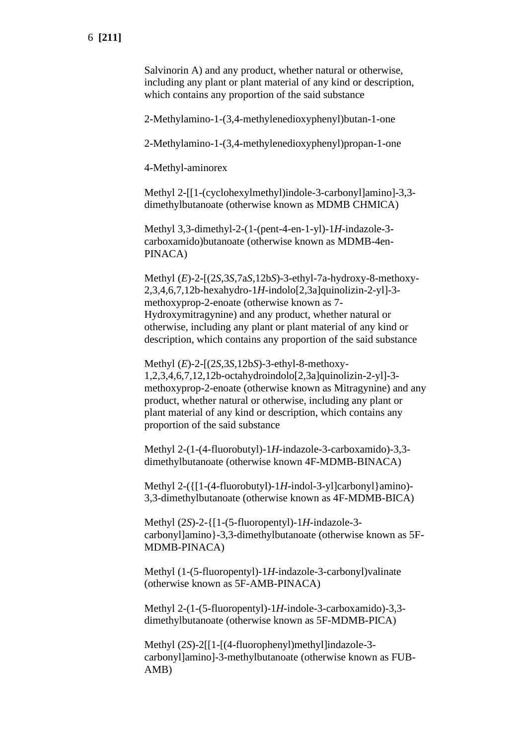Salvinorin A) and any product, whether natural or otherwise, including any plant or plant material of any kind or description, which contains any proportion of the said substance

2-Methylamino-1-(3,4-methylenedioxyphenyl)butan-1-one

2-Methylamino-1-(3,4-methylenedioxyphenyl)propan-1-one

4-Methyl-aminorex

Methyl 2-[[1-(cyclohexylmethyl)indole-3-carbonyl]amino]-3,3-dimethylbutanoate (otherwise known as MDMB CHMICA)

Methyl 3,3-dimethyl-2-(1-(pent-4-en-1-yl)-1*H*-indazole-3-carboxamido)butanoate (otherwise known as MDMB-4en-PINACA)

Methyl (*E*)-2-[(2*S*,3*S*,7a*S*,12b*S*)-3-ethyl-7a-hydroxy-8-methoxy-2,3,4,6,7,12b-hexahydro-1*H*-indolo[2,3a]quinolizin-2-yl]-3-methoxyprop-2-enoate (otherwise known as 7-Hydroxymitragynine) and any product, whether natural or otherwise, including any plant or plant material of any kind or description, which contains any proportion of the said substance

Methyl (*E*)-2-[(2*S*,3*S*,12b*S*)-3-ethyl-8-methoxy-1,2,3,4,6,7,12,12b-octahydroindolo[2,3a]quinolizin-2-yl]-3-methoxyprop-2-enoate (otherwise known as Mitragynine) and any product, whether natural or otherwise, including any plant or plant material of any kind or description, which contains any proportion of the said substance

Methyl 2-(1-(4-fluorobutyl)-1*H*-indazole-3-carboxamido)-3,3-dimethylbutanoate (otherwise known 4F-MDMB-BINACA)

Methyl 2-({[1-(4-fluorobutyl)-1*H*-indol-3-yl]carbonyl}amino)-3,3-dimethylbutanoate (otherwise known as 4F-MDMB-BICA)

Methyl (2*S*)-2-{[1-(5-fluoropentyl)-1*H*-indazole-3-carbonyl]amino}-3,3-dimethylbutanoate (otherwise known as 5F-MDMB-PINACA)

Methyl (1-(5-fluoropentyl)-1*H*-indazole-3-carbonyl)valinate (otherwise known as 5F-AMB-PINACA)

Methyl 2-(1-(5-fluoropentyl)-1*H*-indole-3-carboxamido)-3,3-dimethylbutanoate (otherwise known as 5F-MDMB-PICA)

Methyl (2*S*)-2[[1-[(4-fluorophenyl)methyl]indazole-3-carbonyl]amino]-3-methylbutanoate (otherwise known as FUB-AMB)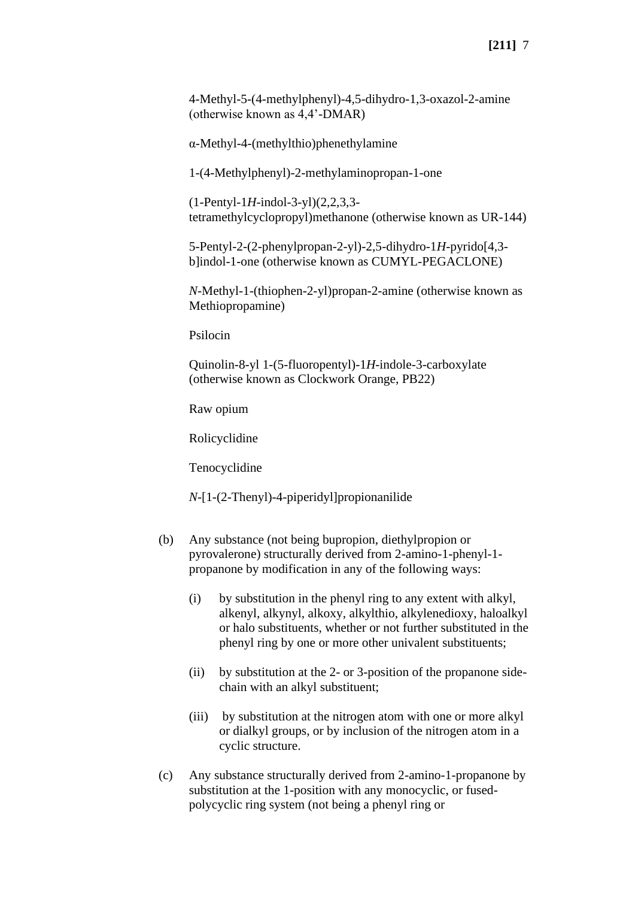4-Methyl-5-(4-methylphenyl)-4,5-dihydro-1,3-oxazol-2-amine (otherwise known as 4,4’-DMAR)

α-Methyl-4-(methylthio)phenethylamine

1-(4-Methylphenyl)-2-methylaminopropan-1-one

(1-Pentyl-1*H*-indol-3-yl)(2,2,3,3-tetramethylcyclopropyl)methanone (otherwise known as UR-144)

5-Pentyl-2-(2-phenylpropan-2-yl)-2,5-dihydro-1*H*-pyrido[4,3-b]indol-1-one (otherwise known as CUMYL-PEGACLONE)

*N*-Methyl-1-(thiophen-2-yl)propan-2-amine (otherwise known as Methiopropamine)

Psilocin

Quinolin-8-yl 1-(5-fluoropentyl)-1*H*-indole-3-carboxylate (otherwise known as Clockwork Orange, PB22)

Raw opium

Rolicyclidine

Tenocyclidine

*N*-[1-(2-Thenyl)-4-piperidyl]propionanilide

(b) Any substance (not being bupropion, diethylpropion or pyrovalerone) structurally derived from 2-amino-1-phenyl-1-propanone by modification in any of the following ways:

(i) by substitution in the phenyl ring to any extent with alkyl, alkenyl, alkynyl, alkoxy, alkylthio, alkylenedioxy, haloalkyl or halo substituents, whether or not further substituted in the phenyl ring by one or more other univalent substituents;

(ii) by substitution at the 2- or 3-position of the propanone side-chain with an alkyl substituent;

(iii) by substitution at the nitrogen atom with one or more alkyl or dialkyl groups, or by inclusion of the nitrogen atom in a cyclic structure.

(c) Any substance structurally derived from 2-amino-1-propanone by substitution at the 1-position with any monocyclic, or fused-polycyclic ring system (not being a phenyl ring or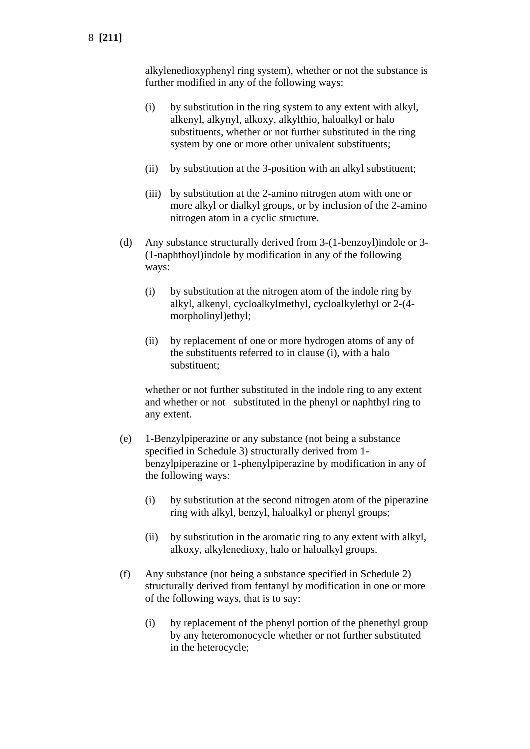alkylenedioxyphenyl ring system), whether or not the substance is further modified in any of the following ways:

(i) by substitution in the ring system to any extent with alkyl, alkenyl, alkynyl, alkoxy, alkylthio, haloalkyl or halo substituents, whether or not further substituted in the ring system by one or more other univalent substituents;

(ii) by substitution at the 3-position with an alkyl substituent;

(iii) by substitution at the 2-amino nitrogen atom with one or more alkyl or dialkyl groups, or by inclusion of the 2-amino nitrogen atom in a cyclic structure.

(d) Any substance structurally derived from 3-(1-benzoyl)indole or 3-(1-naphthoyl)indole by modification in any of the following ways:

(i) by substitution at the nitrogen atom of the indole ring by alkyl, alkenyl, cycloalkylmethyl, cycloalkylethyl or 2-(4-morpholinyl)ethyl;

(ii) by replacement of one or more hydrogen atoms of any of the substituents referred to in clause (i), with a halo substituent;

whether or not further substituted in the indole ring to any extent and whether or not substituted in the phenyl or naphthyl ring to any extent.

(e) 1-Benzylpiperazine or any substance (not being a substance specified in Schedule 3) structurally derived from 1-benzylpiperazine or 1-phenylpiperazine by modification in any of the following ways:

(i) by substitution at the second nitrogen atom of the piperazine ring with alkyl, benzyl, haloalkyl or phenyl groups;

(ii) by substitution in the aromatic ring to any extent with alkyl, alkoxy, alkylenedioxy, halo or haloalkyl groups.

(f) Any substance (not being a substance specified in Schedule 2) structurally derived from fentanyl by modification in one or more of the following ways, that is to say:

(i) by replacement of the phenyl portion of the phenethyl group by any heteromonocycle whether or not further substituted in the heterocycle;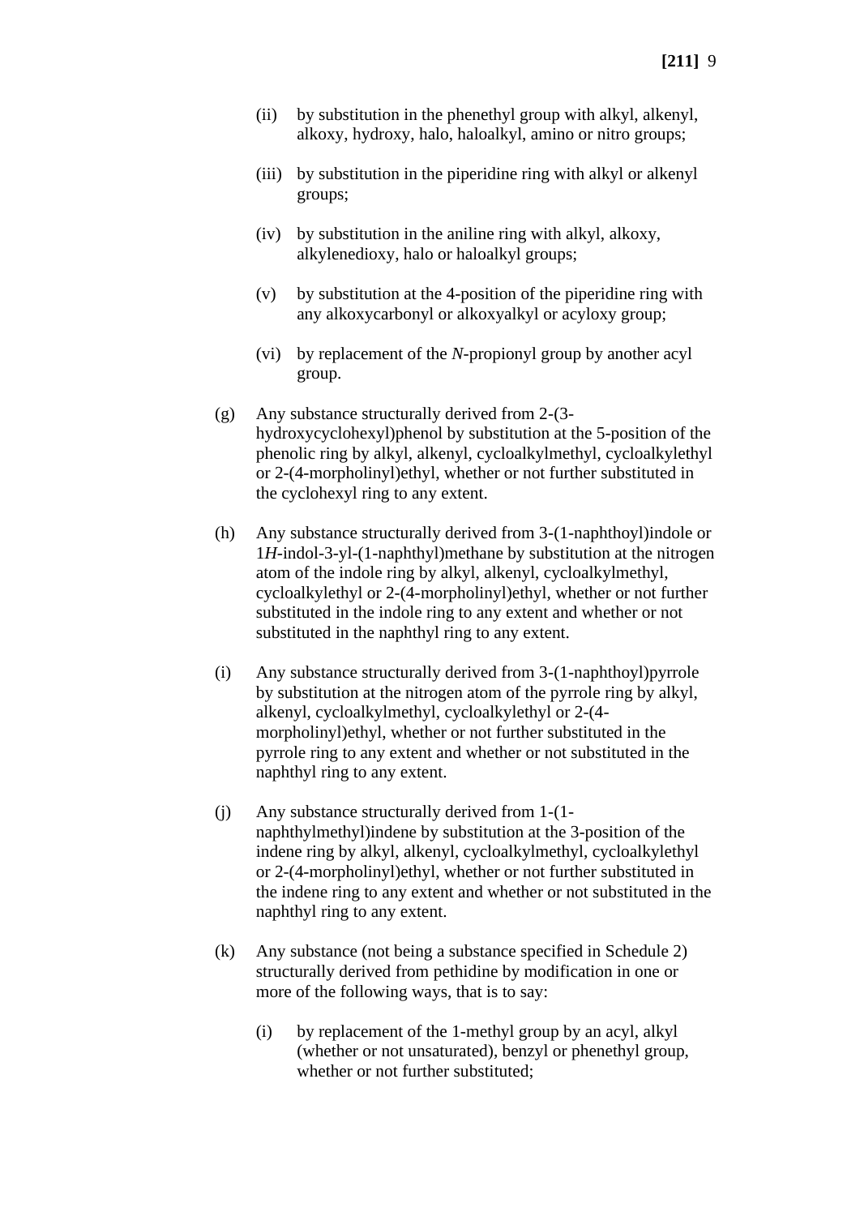(ii) by substitution in the phenethyl group with alkyl, alkenyl, alkoxy, hydroxy, halo, haloalkyl, amino or nitro groups;

(iii) by substitution in the piperidine ring with alkyl or alkenyl groups;

(iv) by substitution in the aniline ring with alkyl, alkoxy, alkylenedioxy, halo or haloalkyl groups;

(v) by substitution at the 4-position of the piperidine ring with any alkoxycarbonyl or alkoxyalkyl or acyloxy group;

(vi) by replacement of the *N*-propionyl group by another acyl group.

(g) Any substance structurally derived from 2-(3-hydroxycyclohexyl)phenol by substitution at the 5-position of the phenolic ring by alkyl, alkenyl, cycloalkylmethyl, cycloalkylethyl or 2-(4-morpholinyl)ethyl, whether or not further substituted in the cyclohexyl ring to any extent.

(h) Any substance structurally derived from 3-(1-naphthoyl)indole or 1*H*-indol-3-yl-(1-naphthyl)methane by substitution at the nitrogen atom of the indole ring by alkyl, alkenyl, cycloalkylmethyl, cycloalkylethyl or 2-(4-morpholinyl)ethyl, whether or not further substituted in the indole ring to any extent and whether or not substituted in the naphthyl ring to any extent.

(i) Any substance structurally derived from 3-(1-naphthoyl)pyrrole by substitution at the nitrogen atom of the pyrrole ring by alkyl, alkenyl, cycloalkylmethyl, cycloalkylethyl or 2-(4-morpholinyl)ethyl, whether or not further substituted in the pyrrole ring to any extent and whether or not substituted in the naphthyl ring to any extent.

(j) Any substance structurally derived from 1-(1-naphthylmethyl)indene by substitution at the 3-position of the indene ring by alkyl, alkenyl, cycloalkylmethyl, cycloalkylethyl or 2-(4-morpholinyl)ethyl, whether or not further substituted in the indene ring to any extent and whether or not substituted in the naphthyl ring to any extent.

(k) Any substance (not being a substance specified in Schedule 2) structurally derived from pethidine by modification in one or more of the following ways, that is to say:

(i) by replacement of the 1-methyl group by an acyl, alkyl (whether or not unsaturated), benzyl or phenethyl group, whether or not further substituted;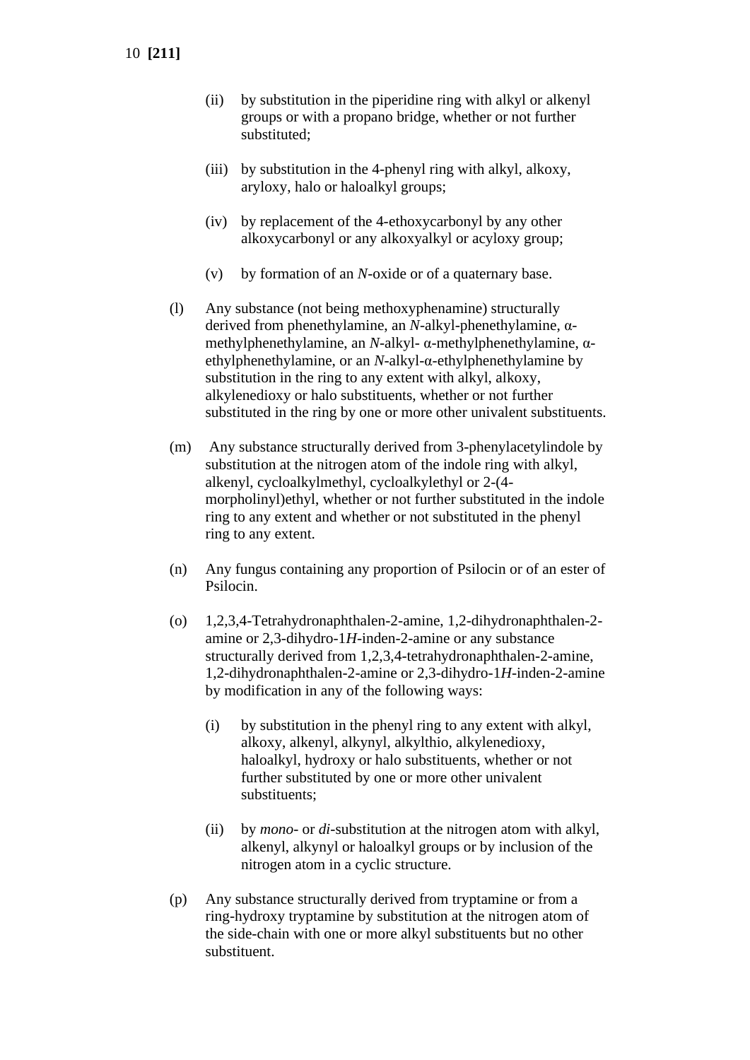(ii) by substitution in the piperidine ring with alkyl or alkenyl groups or with a propano bridge, whether or not further substituted;

(iii) by substitution in the 4-phenyl ring with alkyl, alkoxy, aryloxy, halo or haloalkyl groups;

(iv) by replacement of the 4-ethoxycarbonyl by any other alkoxycarbonyl or any alkoxyalkyl or acyloxy group;

(v) by formation of an *N*-oxide or of a quaternary base.

(l) Any substance (not being methoxyphenamine) structurally derived from phenethylamine, an *N*-alkyl-phenethylamine, α-methylphenethylamine, an *N*-alkyl- α-methylphenethylamine, α-ethylphenethylamine, or an *N*-alkyl-α-ethylphenethylamine by substitution in the ring to any extent with alkyl, alkoxy, alkylenedioxy or halo substituents, whether or not further substituted in the ring by one or more other univalent substituents.

(m) Any substance structurally derived from 3-phenylacetylindole by substitution at the nitrogen atom of the indole ring with alkyl, alkenyl, cycloalkylmethyl, cycloalkylethyl or 2-(4-morpholinyl)ethyl, whether or not further substituted in the indole ring to any extent and whether or not substituted in the phenyl ring to any extent.

(n) Any fungus containing any proportion of Psilocin or of an ester of Psilocin.

(o) 1,2,3,4-Tetrahydronaphthalen-2-amine, 1,2-dihydronaphthalen-2-amine or 2,3-dihydro-1*H*-inden-2-amine or any substance structurally derived from 1,2,3,4-tetrahydronaphthalen-2-amine, 1,2-dihydronaphthalen-2-amine or 2,3-dihydro-1*H*-inden-2-amine by modification in any of the following ways:

(i) by substitution in the phenyl ring to any extent with alkyl, alkoxy, alkenyl, alkynyl, alkylthio, alkylenedioxy, haloalkyl, hydroxy or halo substituents, whether or not further substituted by one or more other univalent substituents;

(ii) by *mono*- or *di*-substitution at the nitrogen atom with alkyl, alkenyl, alkynyl or haloalkyl groups or by inclusion of the nitrogen atom in a cyclic structure.

(p) Any substance structurally derived from tryptamine or from a ring-hydroxy tryptamine by substitution at the nitrogen atom of the side-chain with one or more alkyl substituents but no other substituent.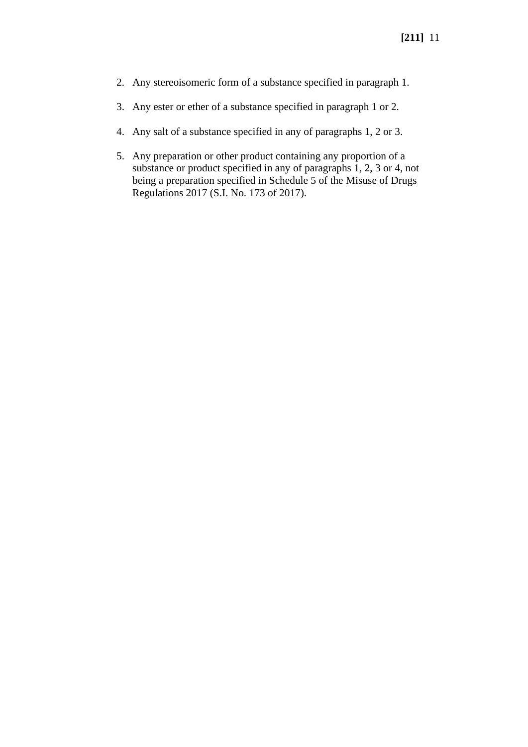2. Any stereoisomeric form of a substance specified in paragraph 1.

3. Any ester or ether of a substance specified in paragraph 1 or 2.

4. Any salt of a substance specified in any of paragraphs 1, 2 or 3.

5. Any preparation or other product containing any proportion of a substance or product specified in any of paragraphs 1, 2, 3 or 4, not being a preparation specified in Schedule 5 of the Misuse of Drugs Regulations 2017 (S.I. No. 173 of 2017).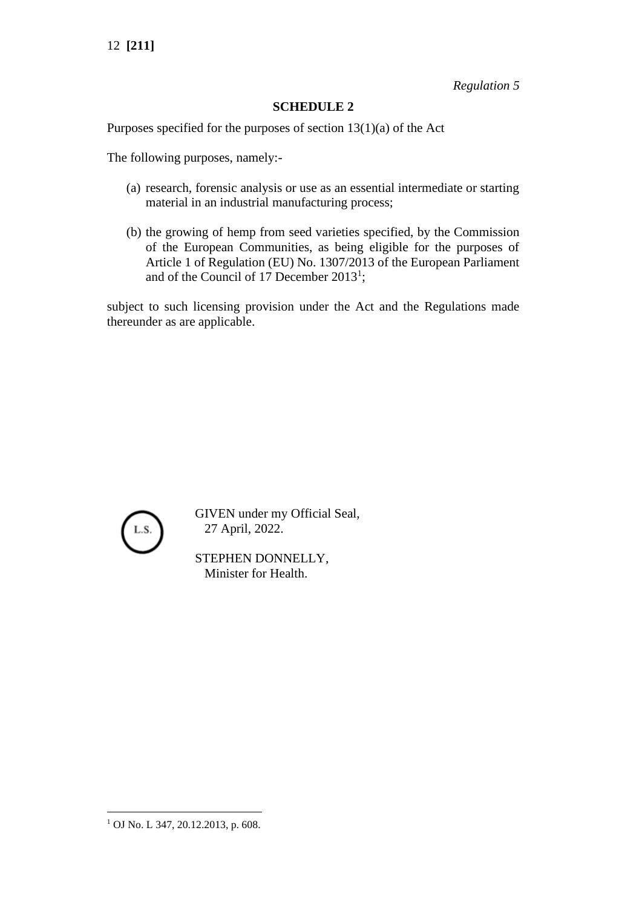*Regulation 5*

## SCHEDULE 2

Purposes specified for the purposes of section 13(1)(a) of the Act

The following purposes, namely:-

(a) research, forensic analysis or use as an essential intermediate or starting material in an industrial manufacturing process;

(b) the growing of hemp from seed varieties specified, by the Commission of the European Communities, as being eligible for the purposes of Article 1 of Regulation (EU) No. 1307/2013 of the European Parliament and of the Council of 17 December 2013[1];

subject to such licensing provision under the Act and the Regulations made thereunder as are applicable.

L.S.

GIVEN under my Official Seal,
27 April, 2022.

STEPHEN DONNELLY,
Minister for Health.

[1] OJ No. L 347, 20.12.2013, p. 608.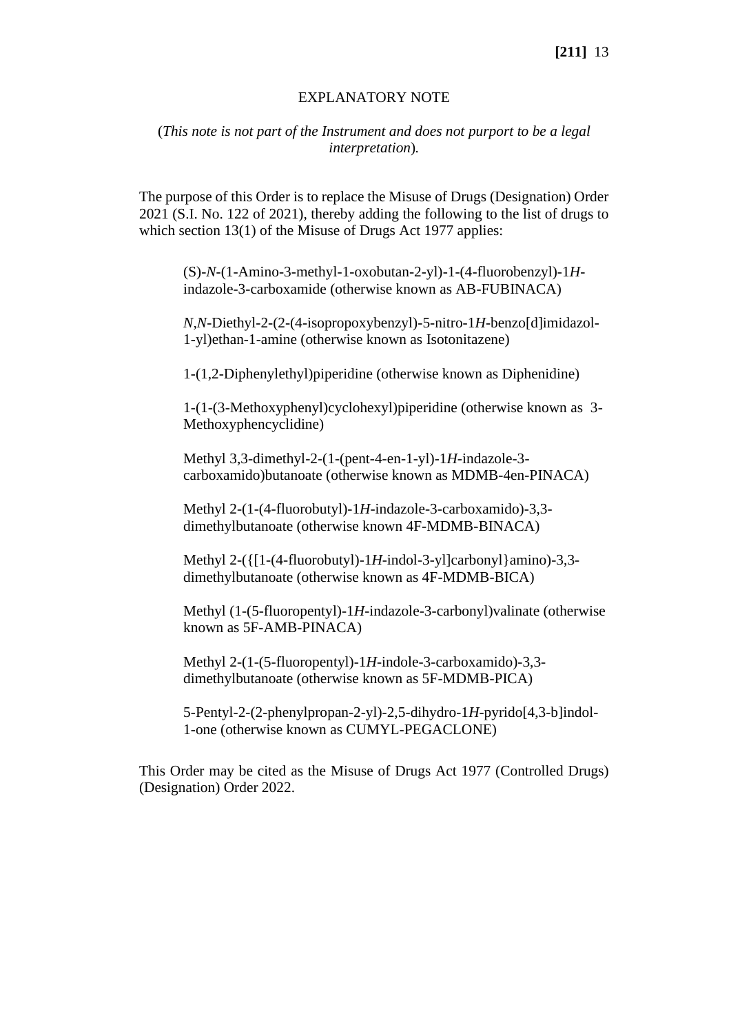# EXPLANATORY NOTE

(*This note is not part of the Instrument and does not purport to be a legal interpretation*).

The purpose of this Order is to replace the Misuse of Drugs (Designation) Order 2021 (S.I. No. 122 of 2021), thereby adding the following to the list of drugs to which section 13(1) of the Misuse of Drugs Act 1977 applies:

> (S)-*N*-(1-Amino-3-methyl-1-oxobutan-2-yl)-1-(4-fluorobenzyl)-1*H*-indazole-3-carboxamide (otherwise known as AB-FUBINACA)
>
> *N*,*N*-Diethyl-2-(2-(4-isopropoxybenzyl)-5-nitro-1*H*-benzo[d]imidazol-1-yl)ethan-1-amine (otherwise known as Isotonitazene)
>
> 1-(1,2-Diphenylethyl)piperidine (otherwise known as Diphenidine)
>
> 1-(1-(3-Methoxyphenyl)cyclohexyl)piperidine (otherwise known as 3-Methoxyphencyclidine)
>
> Methyl 3,3-dimethyl-2-(1-(pent-4-en-1-yl)-1*H*-indazole-3-carboxamido)butanoate (otherwise known as MDMB-4en-PINACA)
>
> Methyl 2-(1-(4-fluorobutyl)-1*H*-indazole-3-carboxamido)-3,3-dimethylbutanoate (otherwise known 4F-MDMB-BINACA)
>
> Methyl 2-({[1-(4-fluorobutyl)-1*H*-indol-3-yl]carbonyl}amino)-3,3-dimethylbutanoate (otherwise known as 4F-MDMB-BICA)
>
> Methyl (1-(5-fluoropentyl)-1*H*-indazole-3-carbonyl)valinate (otherwise known as 5F-AMB-PINACA)
>
> Methyl 2-(1-(5-fluoropentyl)-1*H*-indole-3-carboxamido)-3,3-dimethylbutanoate (otherwise known as 5F-MDMB-PICA)
>
> 5-Pentyl-2-(2-phenylpropan-2-yl)-2,5-dihydro-1*H*-pyrido[4,3-b]indol-1-one (otherwise known as CUMYL-PEGACLONE)

This Order may be cited as the Misuse of Drugs Act 1977 (Controlled Drugs) (Designation) Order 2022.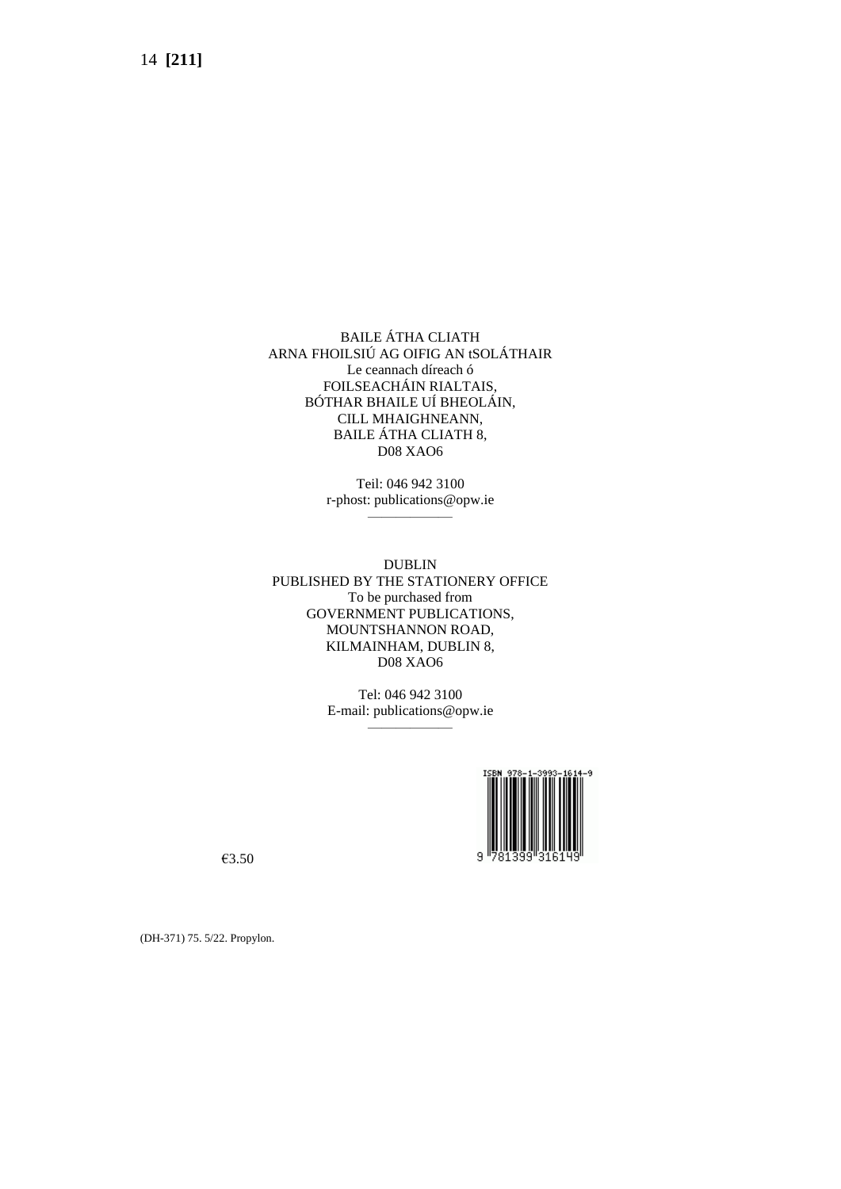**[211]**

BAILE ÁTHA CLIATH
ARNA FHOILSIÚ AG OIFIG AN tSOLÁTHAIR
Le ceannach díreach ó
FOILSEACHÁIN RIALTAIS,
BÓTHAR BHAILE UÍ BHEOLÁIN,
CILL MHAIGHNEANN,
BAILE ÁTHA CLIATH 8,
D08 XAO6

Teil: 046 942 3100
r-phost: publications@opw.ie

---

DUBLIN
PUBLISHED BY THE STATIONERY OFFICE
To be purchased from
GOVERNMENT PUBLICATIONS,
MOUNTSHANNON ROAD,
KILMAINHAM, DUBLIN 8,
D08 XAO6

Tel: 046 942 3100
E-mail: publications@opw.ie

---

ISBN 978-1-3993-1614-9

9 781399 316149

€3.50

(DH-371) 75. 5/22. Propylon.